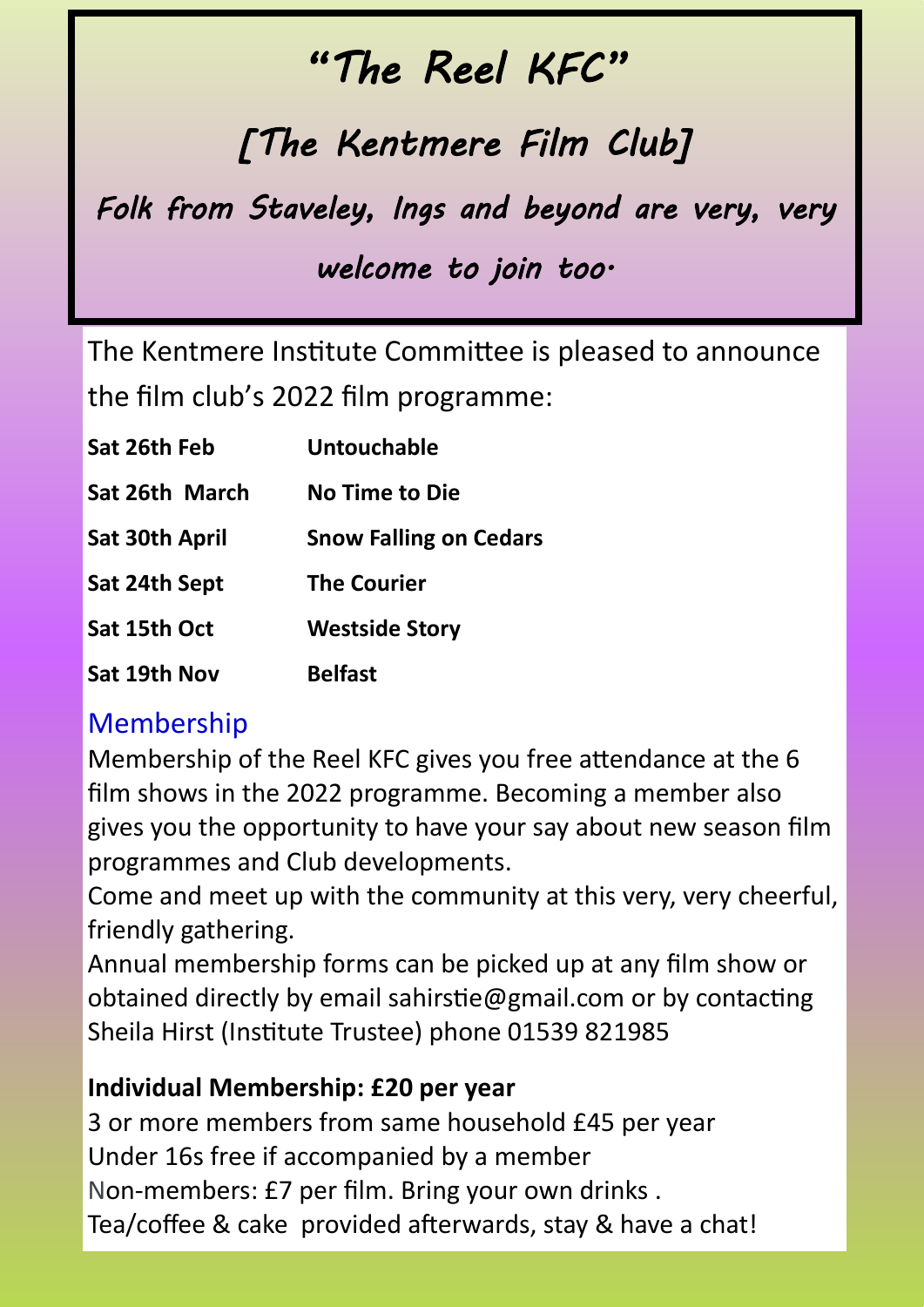# "The Reel KFC"

## [The Kentmere Film Club]

*Folk from Staveley, Ings and beyond are very, very welcome to join too.*

The Kentmere Institute Committee is pleased to announce the film club's 2022 film programme:

| | |
|---|---|
| **Sat 26th Feb** | **Untouchable** |
| **Sat 26th March** | **No Time to Die** |
| **Sat 30th April** | **Snow Falling on Cedars** |
| **Sat 24th Sept** | **The Courier** |
| **Sat 15th Oct** | **Westside Story** |
| **Sat 19th Nov** | **Belfast** |

## Membership

Membership of the Reel KFC gives you free attendance at the 6 film shows in the 2022 programme. Becoming a member also gives you the opportunity to have your say about new season film programmes and Club developments.

Come and meet up with the community at this very, very cheerful, friendly gathering.

Annual membership forms can be picked up at any film show or obtained directly by email sahirstie@gmail.com or by contacting Sheila Hirst (Institute Trustee) phone 01539 821985

**Individual Membership: £20 per year**

3 or more members from same household £45 per year

Under 16s free if accompanied by a member

Non-members: £7 per film. Bring your own drinks .

Tea/coffee & cake provided afterwards, stay & have a chat!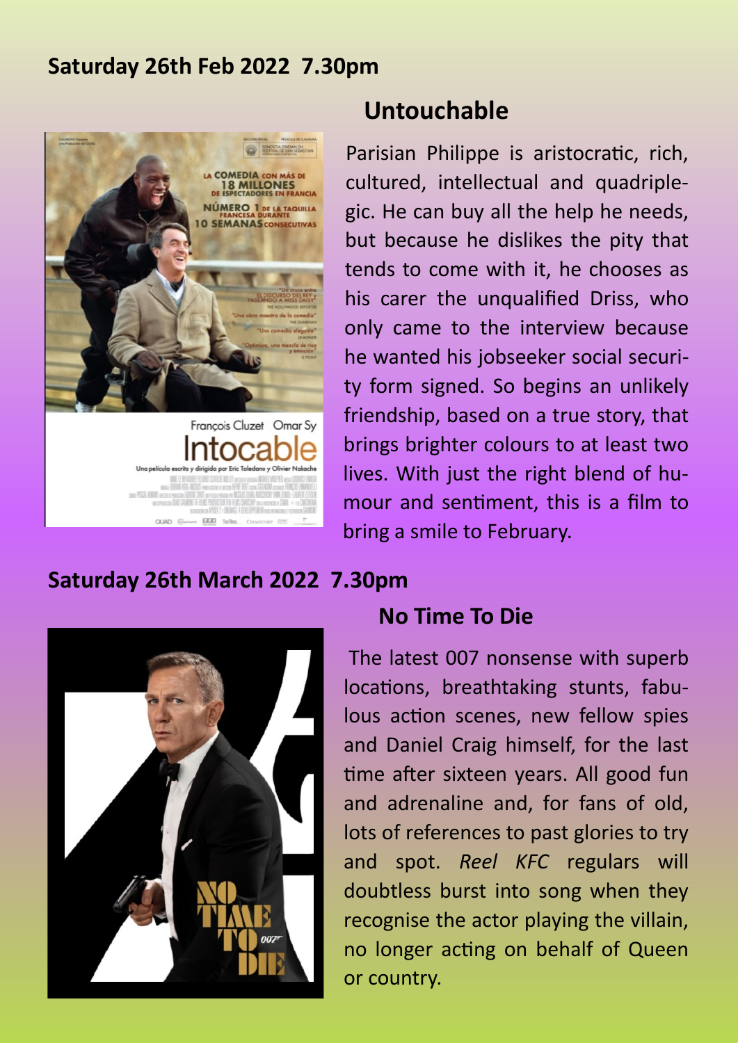**Saturday 26th Feb 2022 7.30pm**

## Untouchable

Parisian Philippe is aristocratic, rich, cultured, intellectual and quadriplegic. He can buy all the help he needs, but because he dislikes the pity that tends to come with it, he chooses as his carer the unqualified Driss, who only came to the interview because he wanted his jobseeker social security form signed. So begins an unlikely friendship, based on a true story, that brings brighter colours to at least two lives. With just the right blend of humour and sentiment, this is a film to bring a smile to February.

**Saturday 26th March 2022 7.30pm**

## No Time To Die

The latest 007 nonsense with superb locations, breathtaking stunts, fabulous action scenes, new fellow spies and Daniel Craig himself, for the last time after sixteen years. All good fun and adrenaline and, for fans of old, lots of references to past glories to try and spot. *Reel KFC* regulars will doubtless burst into song when they recognise the actor playing the villain, no longer acting on behalf of Queen or country.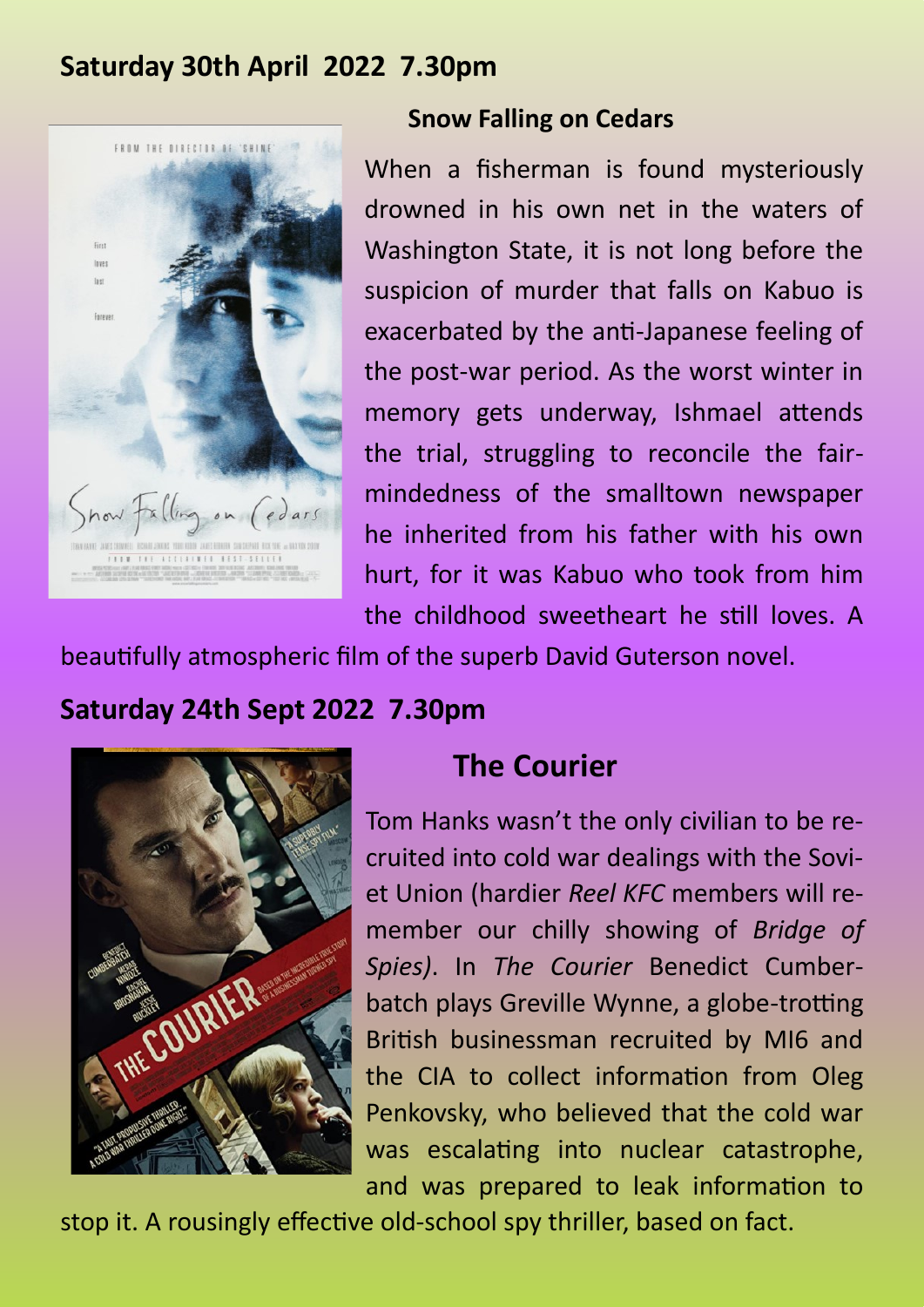## Saturday 30th April 2022 7.30pm

### Snow Falling on Cedars

When a fisherman is found mysteriously drowned in his own net in the waters of Washington State, it is not long before the suspicion of murder that falls on Kabuo is exacerbated by the anti-Japanese feeling of the post-war period. As the worst winter in memory gets underway, Ishmael attends the trial, struggling to reconcile the fair-mindedness of the smalltown newspaper he inherited from his father with his own hurt, for it was Kabuo who took from him the childhood sweetheart he still loves. A beautifully atmospheric film of the superb David Guterson novel.

## Saturday 24th Sept 2022 7.30pm

### The Courier

Tom Hanks wasn't the only civilian to be recruited into cold war dealings with the Soviet Union (hardier *Reel KFC* members will remember our chilly showing of *Bridge of Spies)*. In *The Courier* Benedict Cumberbatch plays Greville Wynne, a globe-trotting British businessman recruited by MI6 and the CIA to collect information from Oleg Penkovsky, who believed that the cold war was escalating into nuclear catastrophe, and was prepared to leak information to stop it. A rousingly effective old-school spy thriller, based on fact.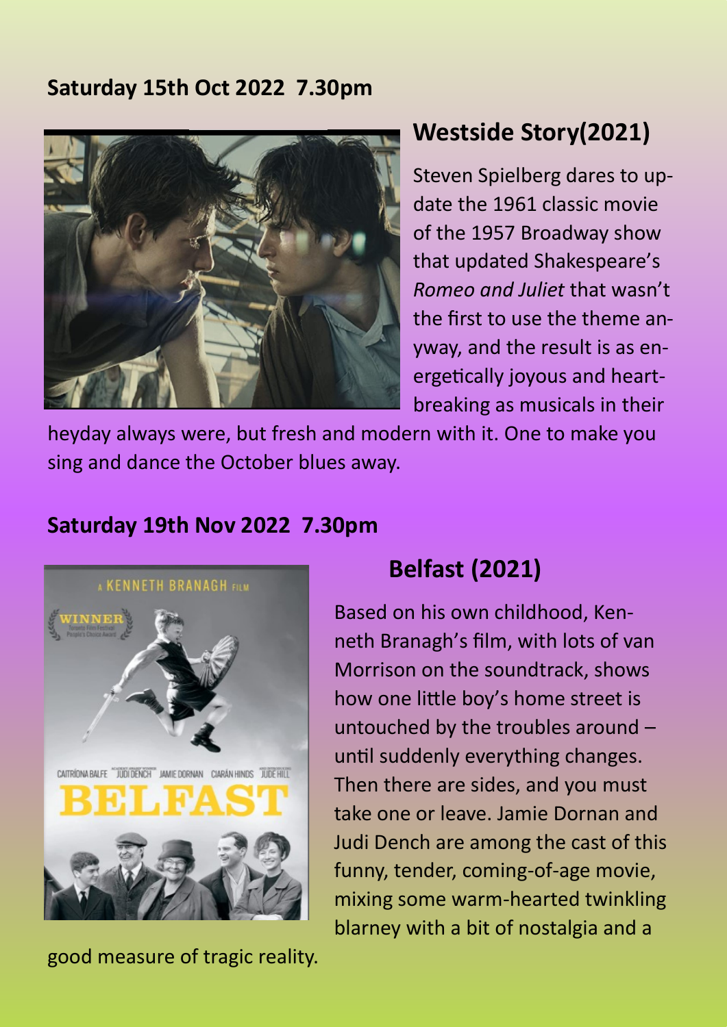**Saturday 15th Oct 2022 7.30pm**

## Westside Story(2021)

Steven Spielberg dares to update the 1961 classic movie of the 1957 Broadway show that updated Shakespeare's *Romeo and Juliet* that wasn't the first to use the theme anyway, and the result is as energetically joyous and heartbreaking as musicals in their heyday always were, but fresh and modern with it. One to make you sing and dance the October blues away.

**Saturday 19th Nov 2022 7.30pm**

## Belfast (2021)

Based on his own childhood, Kenneth Branagh's film, with lots of van Morrison on the soundtrack, shows how one little boy's home street is untouched by the troubles around – until suddenly everything changes. Then there are sides, and you must take one or leave. Jamie Dornan and Judi Dench are among the cast of this funny, tender, coming-of-age movie, mixing some warm-hearted twinkling blarney with a bit of nostalgia and a good measure of tragic reality.